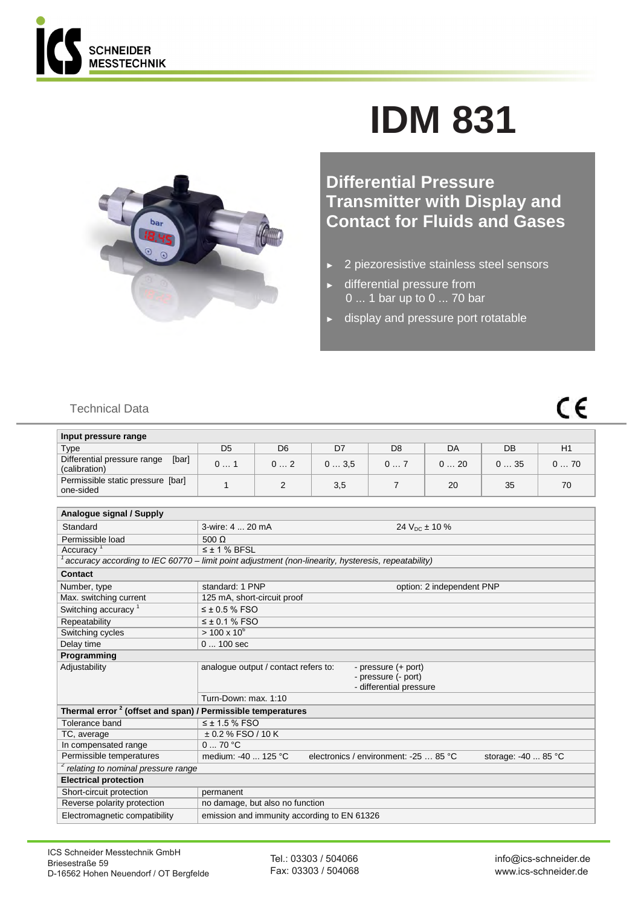# IDM 831

## Differential Pressure Transmitter with Display and Contact for Fluids and Gases

- 2 piezoresistive stainless steel sensors
- differential pressure from 0 ... 1 bar up to 0 ... 70 bar
- display and pressure port rotatable

Technical Data

| Input pressure range | | | | | | | |
|---|---|---|---|---|---|---|---|
| Type | D5 | D6 | D7 | D8 | DA | DB | H1 |
| Differential pressure range [bar] (calibration) | 0 … 1 | 0 … 2 | 0 … 3,5 | 0 … 7 | 0 … 20 | 0 … 35 | 0 … 70 |
| Permissible static pressure [bar] one-sided | 1 | 2 | 3,5 | 7 | 20 | 35 | 70 |

| **Analogue signal / Supply** | | | |
|---|---|---|---|
| Standard | 3-wire: 4 ... 20 mA | $24\ V_{DC} \pm 10\ \%$ | |
| Permissible load | 500 Ω | | |
| Accuracy [1] | ≤ ± 1 % BFSL | | |
| *[1] accuracy according to IEC 60770 – limit point adjustment (non-linearity, hysteresis, repeatability)* | | | |
| **Contact** | | | |
| Number, type | standard: 1 PNP | option: 2 independent PNP | |
| Max. switching current | 125 mA, short-circuit proof | | |
| Switching accuracy [1] | ≤ ± 0.5 % FSO | | |
| Repeatability | ≤ ± 0.1 % FSO | | |
| Switching cycles | $> 100 \times 10^6$ | | |
| Delay time | 0 ... 100 sec | | |
| **Programming** | | | |
| Adjustability | analogue output / contact refers to: | - pressure (+ port)<br>- pressure (- port)<br>- differential pressure | |
| | Turn-Down: max. 1:10 | | |
| **Thermal error [2] (offset and span) / Permissible temperatures** | | | |
| Tolerance band | ≤ ± 1.5 % FSO | | |
| TC, average | ± 0.2 % FSO / 10 K | | |
| In compensated range | 0 ... 70 °C | | |
| Permissible temperatures | medium: -40 ... 125 °C | electronics / environment: -25 … 85 °C | storage: -40 ... 85 °C |
| *[2] relating to nominal pressure range* | | | |
| **Electrical protection** | | | |
| Short-circuit protection | permanent | | |
| Reverse polarity protection | no damage, but also no function | | |
| Electromagnetic compatibility | emission and immunity according to EN 61326 | | |

ICS Schneider Messtechnik GmbH
Briesestraße 59
D-16562 Hohen Neuendorf / OT Bergfelde

Tel.: 03303 / 504066
Fax: 03303 / 504068

info@ics-schneider.de
www.ics-schneider.de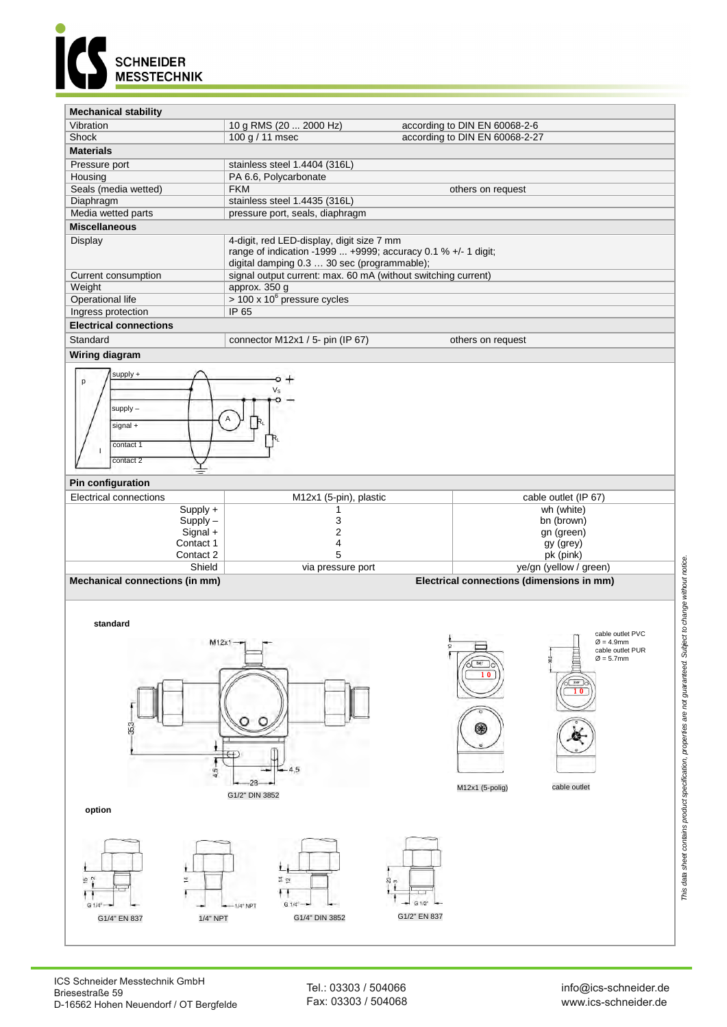## Mechanical stability

| | | |
|---|---|---|
| Vibration | 10 g RMS (20 ... 2000 Hz) | according to DIN EN 60068-2-6 |
| Shock | 100 g / 11 msec | according to DIN EN 60068-2-27 |

## Materials

| | | |
|---|---|---|
| Pressure port | stainless steel 1.4404 (316L) | |
| Housing | PA 6.6, Polycarbonate | |
| Seals (media wetted) | FKM | others on request |
| Diaphragm | stainless steel 1.4435 (316L) | |
| Media wetted parts | pressure port, seals, diaphragm | |

## Miscellaneous

| | |
|---|---|
| Display | 4-digit, red LED-display, digit size 7 mm<br>range of indication -1999 ... +9999; accuracy 0.1 % +/- 1 digit;<br>digital damping 0.3 … 30 sec (programmable); |
| Current consumption | signal output current: max. 60 mA (without switching current) |
| Weight | approx. 350 g |
| Operational life | > 100 x $10^6$ pressure cycles |
| Ingress protection | IP 65 |

## Electrical connections

| | | |
|---|---|---|
| Standard | connector M12x1 / 5- pin (IP 67) | others on request |

## Wiring diagram

supply + ; supply – ; signal + ; contact 1 ; contact 2 ; p ; I ; A ; $V_S$ ; $R_L$ ; $R_L$

## Pin configuration

| Electrical connections | M12x1 (5-pin), plastic | cable outlet (IP 67) |
|---|---|---|
| Supply + | 1 | wh (white) |
| Supply – | 3 | bn (brown) |
| Signal + | 2 | gn (green) |
| Contact 1 | 4 | gy (grey) |
| Contact 2 | 5 | pk (pink) |
| Shield | via pressure port | ye/gn (yellow / green) |

## Mechanical connections (in mm)

**standard**

M12x1 ; 35,3 ; 4,5 ; 4,5 ; 28 ; G1/2" DIN 3852

**option**

G1/4" EN 837 ; 1/4" NPT ; G1/4" DIN 3852 ; G1/2" EN 837

## Electrical connections (dimensions in mm)

cable outlet PVC Ø = 4.9mm
cable outlet PUR Ø = 5.7mm

M12x1 (5-polig) ; cable outlet

*This data sheet contains product specification, properties are not guaranteed. Subject to change without notice.*

ICS Schneider Messtechnik GmbH
Briesestraße 59
D-16562 Hohen Neuendorf / OT Bergfelde

Tel.: 03303 / 504066
Fax: 03303 / 504068

info@ics-schneider.de
www.ics-schneider.de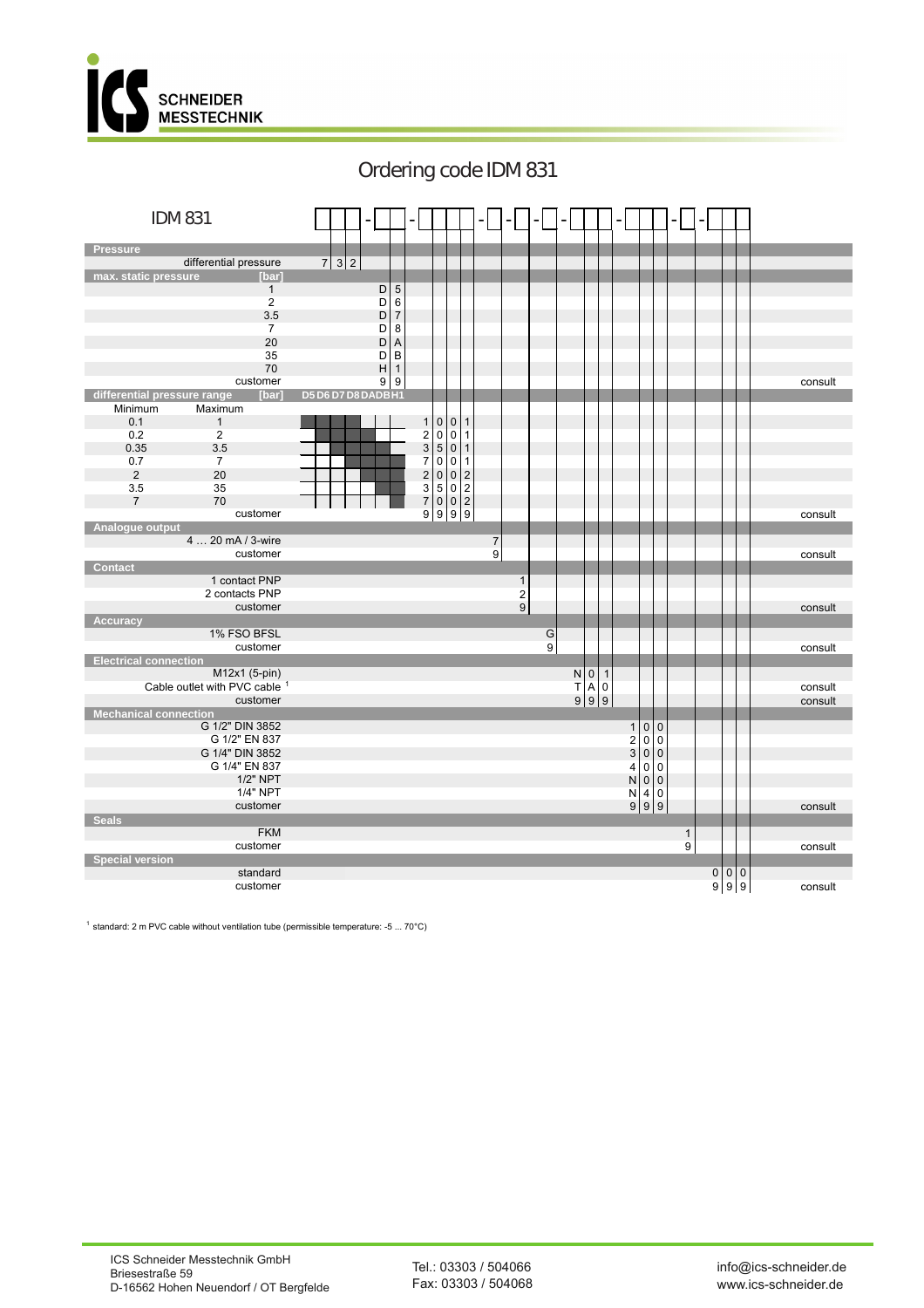# Ordering code IDM 831

IDM 831 [ ][ ][ ] - [ ][ ] - [ ][ ][ ][ ] - [ ] - [ ] - [ ] - [ ][ ][ ] - [ ][ ][ ] - [ ] - [ ][ ][ ]

| Option | Code | Note |
|---|---|---|
| **Pressure** | | |
| differential pressure | 7 3 2 | |
| **max. static pressure [bar]** | | |
| 1 | D 5 | |
| 2 | D 6 | |
| 3.5 | D 7 | |
| 7 | D 8 | |
| 20 | D A | |
| 35 | D B | |
| 70 | H 1 | |
| customer | 9 9 | consult |
| **differential pressure range [bar]** (Minimum / Maximum) | | |
| 0.1 / 1 | 1 0 0 1 | |
| 0.2 / 2 | 2 0 0 1 | |
| 0.35 / 3.5 | 3 5 0 1 | |
| 0.7 / 7 | 7 0 0 1 | |
| 2 / 20 | 2 0 0 2 | |
| 3.5 / 35 | 3 5 0 2 | |
| 7 / 70 | 7 0 0 2 | |
| customer | 9 9 9 9 | consult |
| **Analogue output** | | |
| 4 … 20 mA / 3-wire | 7 | |
| customer | 9 | consult |
| **Contact** | | |
| 1 contact PNP | 1 | |
| 2 contacts PNP | 2 | |
| customer | 9 | consult |
| **Accuracy** | | |
| 1% FSO BFSL | G | |
| customer | 9 | consult |
| **Electrical connection** | | |
| M12x1 (5-pin) | N 0 1 | |
| Cable outlet with PVC cable [1] | T A 0 | consult |
| customer | 9 9 9 | consult |
| **Mechanical connection** | | |
| G 1/2" DIN 3852 | 1 0 0 | |
| G 1/2" EN 837 | 2 0 0 | |
| G 1/4" DIN 3852 | 3 0 0 | |
| G 1/4" EN 837 | 4 0 0 | |
| 1/2" NPT | N 0 0 | |
| 1/4" NPT | N 4 0 | |
| customer | 9 9 9 | consult |
| **Seals** | | |
| FKM | 1 | |
| customer | 9 | consult |
| **Special version** | | |
| standard | 0 0 0 | |
| customer | 9 9 9 | consult |

Availability of differential pressure ranges per max. static pressure (D5 D6 D7 D8 DA DB H1) is indicated by shaded cells in the original chart.

[1] standard: 2 m PVC cable without ventilation tube (permissible temperature: -5 ... 70°C)

ICS Schneider Messtechnik GmbH
Briesestraße 59
D-16562 Hohen Neuendorf / OT Bergfelde

Tel.: 03303 / 504066
Fax: 03303 / 504068

info@ics-schneider.de
www.ics-schneider.de